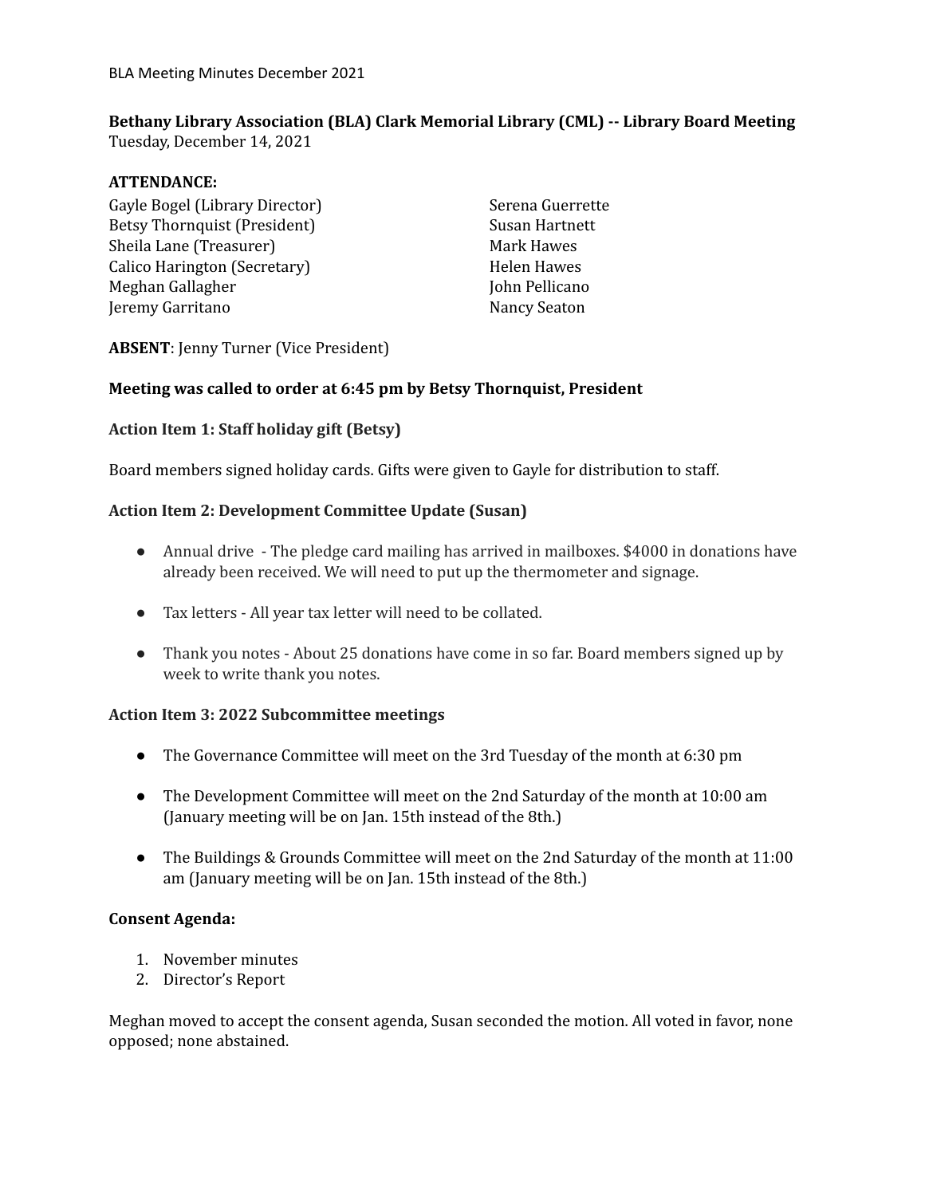BLA Meeting Minutes December 2021

**Bethany Library Association (BLA) Clark Memorial Library (CML) -- Library Board Meeting**
Tuesday, December 14, 2021

**ATTENDANCE:**

Gayle Bogel (Library Director)
Betsy Thornquist (President)
Sheila Lane (Treasurer)
Calico Harington (Secretary)
Meghan Gallagher
Jeremy Garritano
Serena Guerrette
Susan Hartnett
Mark Hawes
Helen Hawes
John Pellicano
Nancy Seaton

**ABSENT**: Jenny Turner (Vice President)

**Meeting was called to order at 6:45 pm by Betsy Thornquist, President**

**Action Item 1: Staff holiday gift (Betsy)**

Board members signed holiday cards. Gifts were given to Gayle for distribution to staff.

**Action Item 2: Development Committee Update (Susan)**

- Annual drive - The pledge card mailing has arrived in mailboxes. $4000 in donations have already been received. We will need to put up the thermometer and signage.
- Tax letters - All year tax letter will need to be collated.
- Thank you notes - About 25 donations have come in so far. Board members signed up by week to write thank you notes.

**Action Item 3: 2022 Subcommittee meetings**

- The Governance Committee will meet on the 3rd Tuesday of the month at 6:30 pm
- The Development Committee will meet on the 2nd Saturday of the month at 10:00 am (January meeting will be on Jan. 15th instead of the 8th.)
- The Buildings & Grounds Committee will meet on the 2nd Saturday of the month at 11:00 am (January meeting will be on Jan. 15th instead of the 8th.)

**Consent Agenda:**

1. November minutes
2. Director's Report

Meghan moved to accept the consent agenda, Susan seconded the motion. All voted in favor, none opposed; none abstained.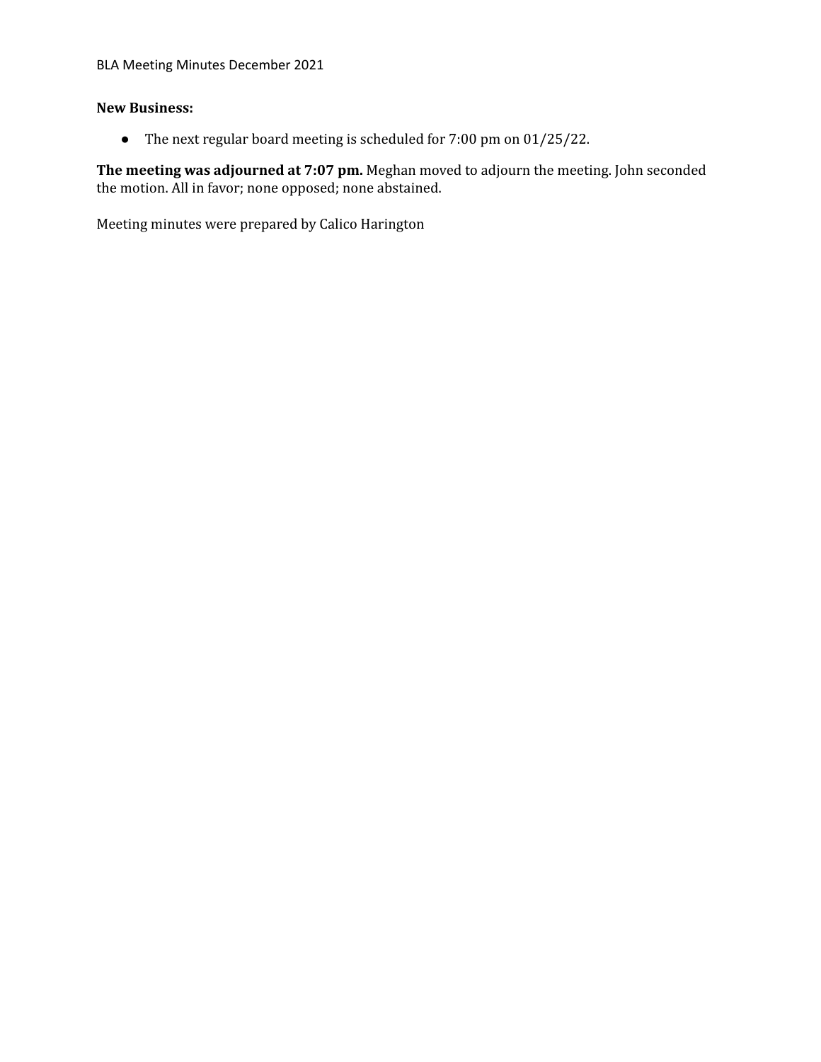**New Business:**

- The next regular board meeting is scheduled for 7:00 pm on 01/25/22.

**The meeting was adjourned at 7:07 pm.** Meghan moved to adjourn the meeting. John seconded the motion. All in favor; none opposed; none abstained.

Meeting minutes were prepared by Calico Harington